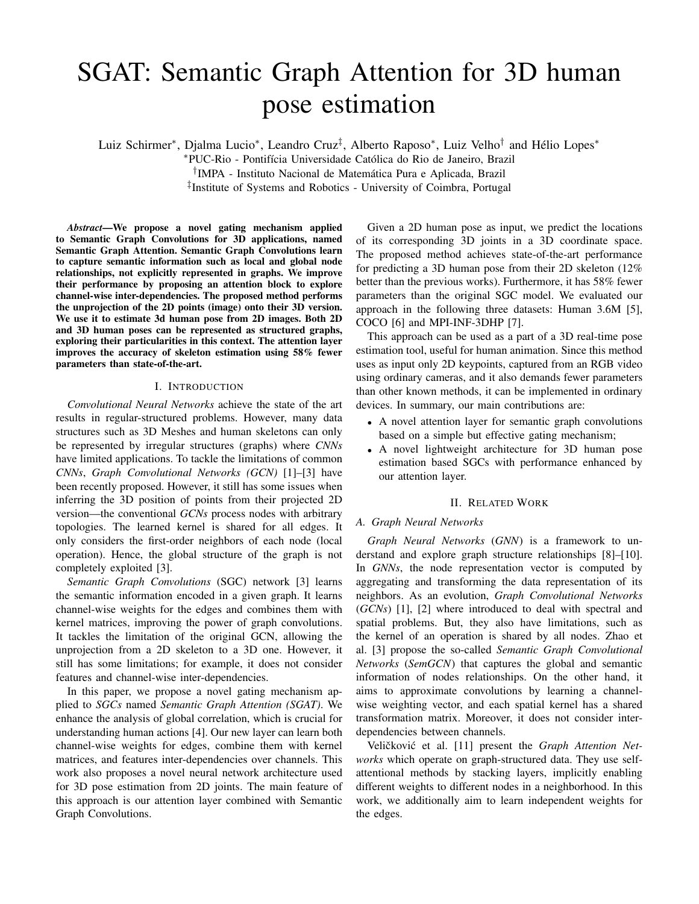# SGAT: Semantic Graph Attention for 3D human pose estimation

Luiz Schirmer[*], Djalma Lucio[*], Leandro Cruz[‡], Alberto Raposo[*], Luiz Velho[†] and Hélio Lopes[*]

[*]PUC-Rio - Pontifícia Universidade Católica do Rio de Janeiro, Brazil

[†]IMPA - Instituto Nacional de Matemática Pura e Aplicada, Brazil

[‡]Institute of Systems and Robotics - University of Coimbra, Portugal

***Abstract*—We propose a novel gating mechanism applied to Semantic Graph Convolutions for 3D applications, named Semantic Graph Attention. Semantic Graph Convolutions learn to capture semantic information such as local and global node relationships, not explicitly represented in graphs. We improve their performance by proposing an attention block to explore channel-wise inter-dependencies. The proposed method performs the unprojection of the 2D points (image) onto their 3D version. We use it to estimate 3d human pose from 2D images. Both 2D and 3D human poses can be represented as structured graphs, exploring their particularities in this context. The attention layer improves the accuracy of skeleton estimation using 58% fewer parameters than state-of-the-art.**

## I. Introduction

*Convolutional Neural Networks* achieve the state of the art results in regular-structured problems. However, many data structures such as 3D Meshes and human skeletons can only be represented by irregular structures (graphs) where *CNNs* have limited applications. To tackle the limitations of common *CNNs*, *Graph Convolutional Networks (GCN)* [1]–[3] have been recently proposed. However, it still has some issues when inferring the 3D position of points from their projected 2D version—the conventional *GCNs* process nodes with arbitrary topologies. The learned kernel is shared for all edges. It only considers the first-order neighbors of each node (local operation). Hence, the global structure of the graph is not completely exploited [3].

*Semantic Graph Convolutions* (SGC) network [3] learns the semantic information encoded in a given graph. It learns channel-wise weights for the edges and combines them with kernel matrices, improving the power of graph convolutions. It tackles the limitation of the original GCN, allowing the unprojection from a 2D skeleton to a 3D one. However, it still has some limitations; for example, it does not consider features and channel-wise inter-dependencies.

In this paper, we propose a novel gating mechanism applied to *SGCs* named *Semantic Graph Attention (SGAT)*. We enhance the analysis of global correlation, which is crucial for understanding human actions [4]. Our new layer can learn both channel-wise weights for edges, combine them with kernel matrices, and features inter-dependencies over channels. This work also proposes a novel neural network architecture used for 3D pose estimation from 2D joints. The main feature of this approach is our attention layer combined with Semantic Graph Convolutions.

Given a 2D human pose as input, we predict the locations of its corresponding 3D joints in a 3D coordinate space. The proposed method achieves state-of-the-art performance for predicting a 3D human pose from their 2D skeleton (12% better than the previous works). Furthermore, it has 58% fewer parameters than the original SGC model. We evaluated our approach in the following three datasets: Human 3.6M [5], COCO [6] and MPI-INF-3DHP [7].

This approach can be used as a part of a 3D real-time pose estimation tool, useful for human animation. Since this method uses as input only 2D keypoints, captured from an RGB video using ordinary cameras, and it also demands fewer parameters than other known methods, it can be implemented in ordinary devices. In summary, our main contributions are:

- A novel attention layer for semantic graph convolutions based on a simple but effective gating mechanism;
- A novel lightweight architecture for 3D human pose estimation based SGCs with performance enhanced by our attention layer.

## II. Related Work

### A. Graph Neural Networks

*Graph Neural Networks* (*GNN*) is a framework to understand and explore graph structure relationships [8]–[10]. In *GNNs*, the node representation vector is computed by aggregating and transforming the data representation of its neighbors. As an evolution, *Graph Convolutional Networks* (*GCNs*) [1], [2] where introduced to deal with spectral and spatial problems. But, they also have limitations, such as the kernel of an operation is shared by all nodes. Zhao et al. [3] propose the so-called *Semantic Graph Convolutional Networks* (*SemGCN*) that captures the global and semantic information of nodes relationships. On the other hand, it aims to approximate convolutions by learning a channel-wise weighting vector, and each spatial kernel has a shared transformation matrix. Moreover, it does not consider inter-dependencies between channels.

Veličković et al. [11] present the *Graph Attention Networks* which operate on graph-structured data. They use self-attentional methods by stacking layers, implicitly enabling different weights to different nodes in a neighborhood. In this work, we additionally aim to learn independent weights for the edges.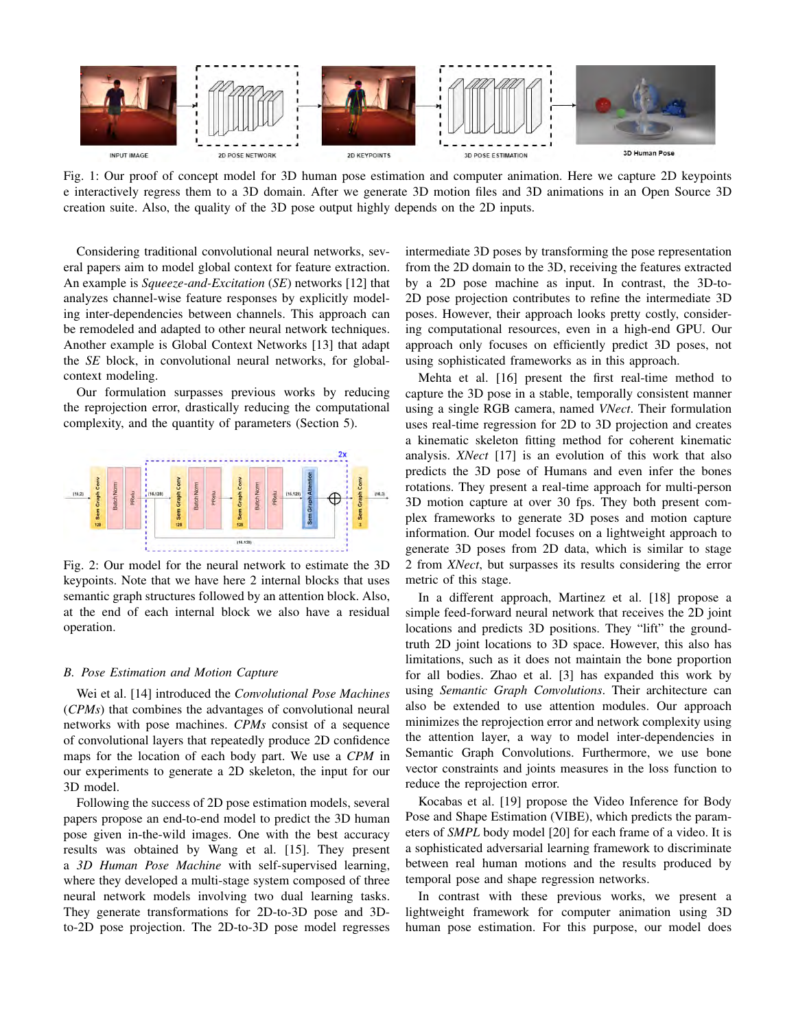INPUT IMAGE

2D POSE NETWORK

2D KEYPOINTS

3D POSE ESTIMATION

3D Human Pose

Fig. 1: Our proof of concept model for 3D human pose estimation and computer animation. Here we capture 2D keypoints e interactively regress them to a 3D domain. After we generate 3D motion files and 3D animations in an Open Source 3D creation suite. Also, the quality of the 3D pose output highly depends on the 2D inputs.

Considering traditional convolutional neural networks, several papers aim to model global context for feature extraction. An example is *Squeeze-and-Excitation* (*SE*) networks [12] that analyzes channel-wise feature responses by explicitly modeling inter-dependencies between channels. This approach can be remodeled and adapted to other neural network techniques. Another example is Global Context Networks [13] that adapt the *SE* block, in convolutional neural networks, for global-context modeling.

Our formulation surpasses previous works by reducing the reprojection error, drastically reducing the computational complexity, and the quantity of parameters (Section 5).

2x

(16,2)

Sem Graph Conv 128

Batch Norm

PRelu

(16,128)

Sem Graph Conv 128

Batch Norm

PRelu

Sem Graph Conv 128

Batch Norm

PRelu

(16,128)

Sem Graph Attention

Sem Graph Conv 3

(16,3)

(16,128)

Fig. 2: Our model for the neural network to estimate the 3D keypoints. Note that we have here 2 internal blocks that uses semantic graph structures followed by an attention block. Also, at the end of each internal block we also have a residual operation.

### B. Pose Estimation and Motion Capture

Wei et al. [14] introduced the *Convolutional Pose Machines* (*CPMs*) that combines the advantages of convolutional neural networks with pose machines. *CPMs* consist of a sequence of convolutional layers that repeatedly produce 2D confidence maps for the location of each body part. We use a *CPM* in our experiments to generate a 2D skeleton, the input for our 3D model.

Following the success of 2D pose estimation models, several papers propose an end-to-end model to predict the 3D human pose given in-the-wild images. One with the best accuracy results was obtained by Wang et al. [15]. They present a *3D Human Pose Machine* with self-supervised learning, where they developed a multi-stage system composed of three neural network models involving two dual learning tasks. They generate transformations for 2D-to-3D pose and 3D-to-2D pose projection. The 2D-to-3D pose model regresses intermediate 3D poses by transforming the pose representation from the 2D domain to the 3D, receiving the features extracted by a 2D pose machine as input. In contrast, the 3D-to-2D pose projection contributes to refine the intermediate 3D poses. However, their approach looks pretty costly, considering computational resources, even in a high-end GPU. Our approach only focuses on efficiently predict 3D poses, not using sophisticated frameworks as in this approach.

Mehta et al. [16] present the first real-time method to capture the 3D pose in a stable, temporally consistent manner using a single RGB camera, named *VNect*. Their formulation uses real-time regression for 2D to 3D projection and creates a kinematic skeleton fitting method for coherent kinematic analysis. *XNect* [17] is an evolution of this work that also predicts the 3D pose of Humans and even infer the bones rotations. They present a real-time approach for multi-person 3D motion capture at over 30 fps. They both present complex frameworks to generate 3D poses and motion capture information. Our model focuses on a lightweight approach to generate 3D poses from 2D data, which is similar to stage 2 from *XNect*, but surpasses its results considering the error metric of this stage.

In a different approach, Martinez et al. [18] propose a simple feed-forward neural network that receives the 2D joint locations and predicts 3D positions. They "lift" the ground-truth 2D joint locations to 3D space. However, this also has limitations, such as it does not maintain the bone proportion for all bodies. Zhao et al. [3] has expanded this work by using *Semantic Graph Convolutions*. Their architecture can also be extended to use attention modules. Our approach minimizes the reprojection error and network complexity using the attention layer, a way to model inter-dependencies in Semantic Graph Convolutions. Furthermore, we use bone vector constraints and joints measures in the loss function to reduce the reprojection error.

Kocabas et al. [19] propose the Video Inference for Body Pose and Shape Estimation (VIBE), which predicts the parameters of *SMPL* body model [20] for each frame of a video. It is a sophisticated adversarial learning framework to discriminate between real human motions and the results produced by temporal pose and shape regression networks.

In contrast with these previous works, we present a lightweight framework for computer animation using 3D human pose estimation. For this purpose, our model does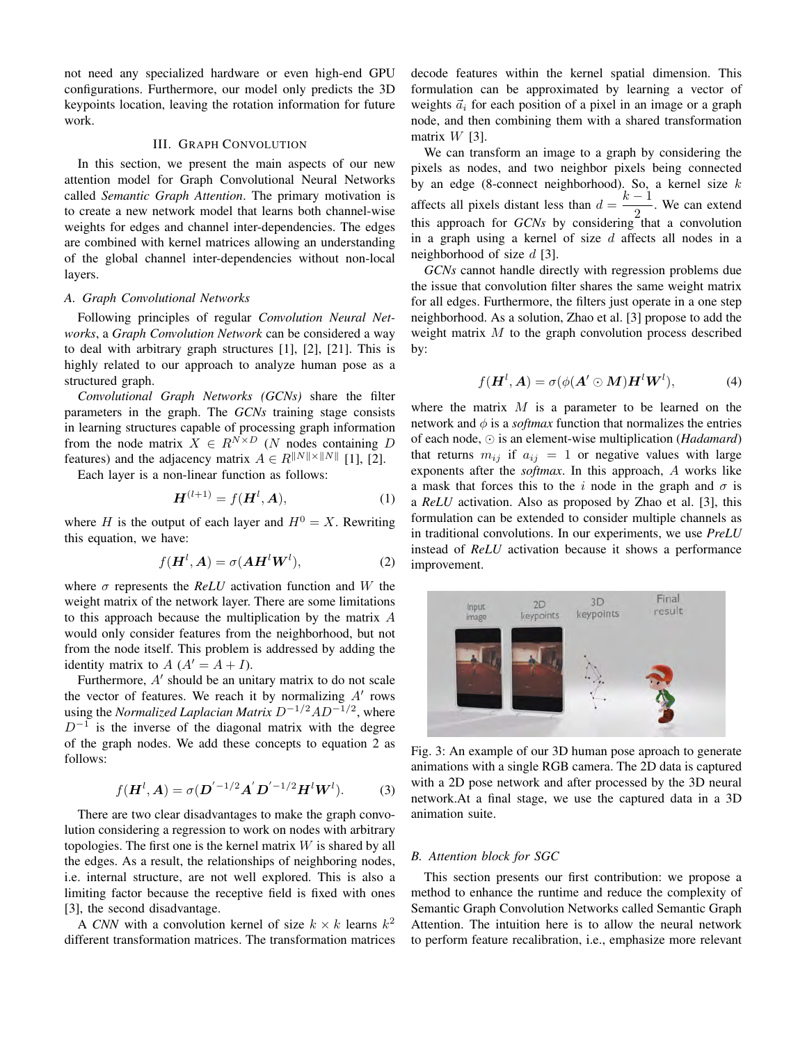not need any specialized hardware or even high-end GPU configurations. Furthermore, our model only predicts the 3D keypoints location, leaving the rotation information for future work.

## III. Graph Convolution

In this section, we present the main aspects of our new attention model for Graph Convolutional Neural Networks called *Semantic Graph Attention*. The primary motivation is to create a new network model that learns both channel-wise weights for edges and channel inter-dependencies. The edges are combined with kernel matrices allowing an understanding of the global channel inter-dependencies without non-local layers.

### A. Graph Convolutional Networks

Following principles of regular *Convolution Neural Networks*, a *Graph Convolution Network* can be considered a way to deal with arbitrary graph structures [1], [2], [21]. This is highly related to our approach to analyze human pose as a structured graph.

*Convolutional Graph Networks (GCNs)* share the filter parameters in the graph. The *GCNs* training stage consists in learning structures capable of processing graph information from the node matrix $X \in R^{N \times D}$ ($N$ nodes containing $D$ features) and the adjacency matrix $A \in R^{\|N\| \times \|N\|}$ [1], [2].

Each layer is a non-linear function as follows:

$$\boldsymbol{H}^{(l+1)} = f(\boldsymbol{H}^l, \boldsymbol{A}), \tag{1}$$

where $H$ is the output of each layer and $H^0 = X$. Rewriting this equation, we have:

$$f(\boldsymbol{H}^l, \boldsymbol{A}) = \sigma(\boldsymbol{A}\boldsymbol{H}^l\boldsymbol{W}^l), \tag{2}$$

where $\sigma$ represents the *ReLU* activation function and $W$ the weight matrix of the network layer. There are some limitations to this approach because the multiplication by the matrix $A$ would only consider features from the neighborhood, but not from the node itself. This problem is addressed by adding the identity matrix to $A$ ($A' = A + I$).

Furthermore, $A'$ should be an unitary matrix to do not scale the vector of features. We reach it by normalizing $A'$ rows using the *Normalized Laplacian Matrix* $D^{-1/2}AD^{-1/2}$, where $D^{-1}$ is the inverse of the diagonal matrix with the degree of the graph nodes. We add these concepts to equation 2 as follows:

$$f(\boldsymbol{H}^l, \boldsymbol{A}) = \sigma(\boldsymbol{D}^{'-1/2}\boldsymbol{A}^{'}\boldsymbol{D}^{'-1/2}\boldsymbol{H}^l\boldsymbol{W}^l). \tag{3}$$

There are two clear disadvantages to make the graph convolution considering a regression to work on nodes with arbitrary topologies. The first one is the kernel matrix $W$ is shared by all the edges. As a result, the relationships of neighboring nodes, i.e. internal structure, are not well explored. This is also a limiting factor because the receptive field is fixed with ones [3], the second disadvantage.

A *CNN* with a convolution kernel of size $k \times k$ learns $k^2$ different transformation matrices. The transformation matrices decode features within the kernel spatial dimension. This formulation can be approximated by learning a vector of weights $\vec{a}_i$ for each position of a pixel in an image or a graph node, and then combining them with a shared transformation matrix $W$ [3].

We can transform an image to a graph by considering the pixels as nodes, and two neighbor pixels being connected by an edge (8-connect neighborhood). So, a kernel size $k$ affects all pixels distant less than $d = \dfrac{k-1}{2}$. We can extend this approach for *GCNs* by considering that a convolution in a graph using a kernel of size $d$ affects all nodes in a neighborhood of size $d$ [3].

*GCNs* cannot handle directly with regression problems due the issue that convolution filter shares the same weight matrix for all edges. Furthermore, the filters just operate in a one step neighborhood. As a solution, Zhao et al. [3] propose to add the weight matrix $M$ to the graph convolution process described by:

$$f(\boldsymbol{H}^l, \boldsymbol{A}) = \sigma(\phi(\boldsymbol{A'} \odot \boldsymbol{M})\boldsymbol{H}^l\boldsymbol{W}^l), \tag{4}$$

where the matrix $M$ is a parameter to be learned on the network and $\phi$ is a *softmax* function that normalizes the entries of each node, $\odot$ is an element-wise multiplication (***Hadamard***) that returns $m_{ij}$ if $a_{ij} = 1$ or negative values with large exponents after the *softmax*. In this approach, $A$ works like a mask that forces this to the $i$ node in the graph and $\sigma$ is a *ReLU* activation. Also as proposed by Zhao et al. [3], this formulation can be extended to consider multiple channels as in traditional convolutions. In our experiments, we use ***PreLU*** instead of *ReLU* activation because it shows a performance improvement.

Fig. 3: An example of our 3D human pose aproach to generate animations with a single RGB camera. The 2D data is captured with a 2D pose network and after processed by the 3D neural network.At a final stage, we use the captured data in a 3D animation suite.

### B. Attention block for SGC

This section presents our first contribution: we propose a method to enhance the runtime and reduce the complexity of Semantic Graph Convolution Networks called Semantic Graph Attention. The intuition here is to allow the neural network to perform feature recalibration, i.e., emphasize more relevant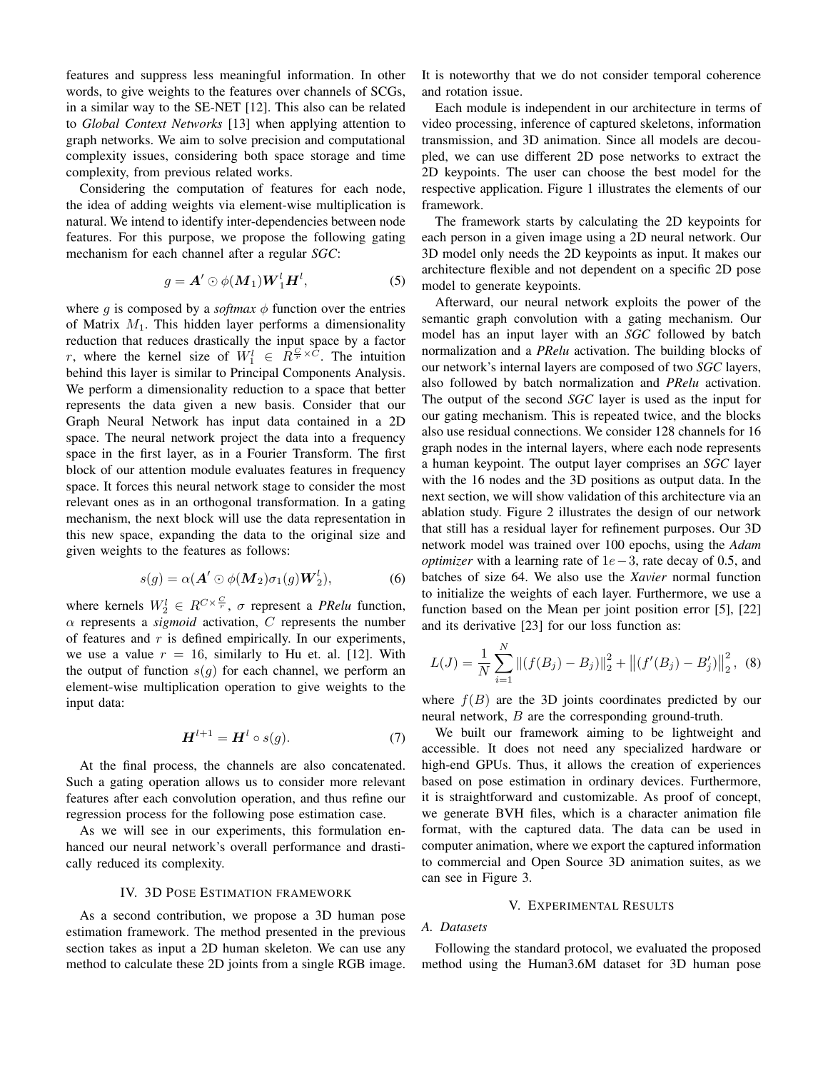features and suppress less meaningful information. In other words, to give weights to the features over channels of SCGs, in a similar way to the SE-NET [12]. This also can be related to *Global Context Networks* [13] when applying attention to graph networks. We aim to solve precision and computational complexity issues, considering both space storage and time complexity, from previous related works.

Considering the computation of features for each node, the idea of adding weights via element-wise multiplication is natural. We intend to identify inter-dependencies between node features. For this purpose, we propose the following gating mechanism for each channel after a regular *SGC*:

$$g = \boldsymbol{A'} \odot \phi(\boldsymbol{M}_1)\boldsymbol{W}_1^l \boldsymbol{H}^l, \tag{5}$$

where $g$ is composed by a *softmax* $\phi$ function over the entries of Matrix $M_1$. This hidden layer performs a dimensionality reduction that reduces drastically the input space by a factor $r$, where the kernel size of $W_1^l \in R^{\frac{C}{r} \times C}$. The intuition behind this layer is similar to Principal Components Analysis. We perform a dimensionality reduction to a space that better represents the data given a new basis. Consider that our Graph Neural Network has input data contained in a 2D space. The neural network project the data into a frequency space in the first layer, as in a Fourier Transform. The first block of our attention module evaluates features in frequency space. It forces this neural network stage to consider the most relevant ones as in an orthogonal transformation. In a gating mechanism, the next block will use the data representation in this new space, expanding the data to the original size and given weights to the features as follows:

$$s(g) = \alpha(\boldsymbol{A'} \odot \phi(\boldsymbol{M}_2)\sigma_1(g)\boldsymbol{W}_2^l), \tag{6}$$

where kernels $W_2^l \in R^{C \times \frac{C}{r}}$, $\sigma$ represent a *PRelu* function, $\alpha$ represents a *sigmoid* activation, $C$ represents the number of features and $r$ is defined empirically. In our experiments, we use a value $r = 16$, similarly to Hu et. al. [12]. With the output of function $s(g)$ for each channel, we perform an element-wise multiplication operation to give weights to the input data:

$$\boldsymbol{H}^{l+1} = \boldsymbol{H}^l \circ s(g). \tag{7}$$

At the final process, the channels are also concatenated. Such a gating operation allows us to consider more relevant features after each convolution operation, and thus refine our regression process for the following pose estimation case.

As we will see in our experiments, this formulation enhanced our neural network's overall performance and drastically reduced its complexity.

## IV. 3D Pose Estimation framework

As a second contribution, we propose a 3D human pose estimation framework. The method presented in the previous section takes as input a 2D human skeleton. We can use any method to calculate these 2D joints from a single RGB image. It is noteworthy that we do not consider temporal coherence and rotation issue.

Each module is independent in our architecture in terms of video processing, inference of captured skeletons, information transmission, and 3D animation. Since all models are decoupled, we can use different 2D pose networks to extract the 2D keypoints. The user can choose the best model for the respective application. Figure 1 illustrates the elements of our framework.

The framework starts by calculating the 2D keypoints for each person in a given image using a 2D neural network. Our 3D model only needs the 2D keypoints as input. It makes our architecture flexible and not dependent on a specific 2D pose model to generate keypoints.

Afterward, our neural network exploits the power of the semantic graph convolution with a gating mechanism. Our model has an input layer with an *SGC* followed by batch normalization and a *PRelu* activation. The building blocks of our network's internal layers are composed of two *SGC* layers, also followed by batch normalization and *PRelu* activation. The output of the second *SGC* layer is used as the input for our gating mechanism. This is repeated twice, and the blocks also use residual connections. We consider 128 channels for 16 graph nodes in the internal layers, where each node represents a human keypoint. The output layer comprises an *SGC* layer with the 16 nodes and the 3D positions as output data. In the next section, we will show validation of this architecture via an ablation study. Figure 2 illustrates the design of our network that still has a residual layer for refinement purposes. Our 3D network model was trained over 100 epochs, using the *Adam optimizer* with a learning rate of $1e-3$, rate decay of 0.5, and batches of size 64. We also use the *Xavier* normal function to initialize the weights of each layer. Furthermore, we use a function based on the Mean per joint position error [5], [22] and its derivative [23] for our loss function as:

$$L(J) = \frac{1}{N}\sum_{i=1}^{N} \left\|(f(B_j) - B_j)\right\|_2^2 + \left\|(f'(B_j) - B_j')\right\|_2^2, \tag{8}$$

where $f(B)$ are the 3D joints coordinates predicted by our neural network, $B$ are the corresponding ground-truth.

We built our framework aiming to be lightweight and accessible. It does not need any specialized hardware or high-end GPUs. Thus, it allows the creation of experiences based on pose estimation in ordinary devices. Furthermore, it is straightforward and customizable. As proof of concept, we generate BVH files, which is a character animation file format, with the captured data. The data can be used in computer animation, where we export the captured information to commercial and Open Source 3D animation suites, as we can see in Figure 3.

## V. Experimental Results

### A. Datasets

Following the standard protocol, we evaluated the proposed method using the Human3.6M dataset for 3D human pose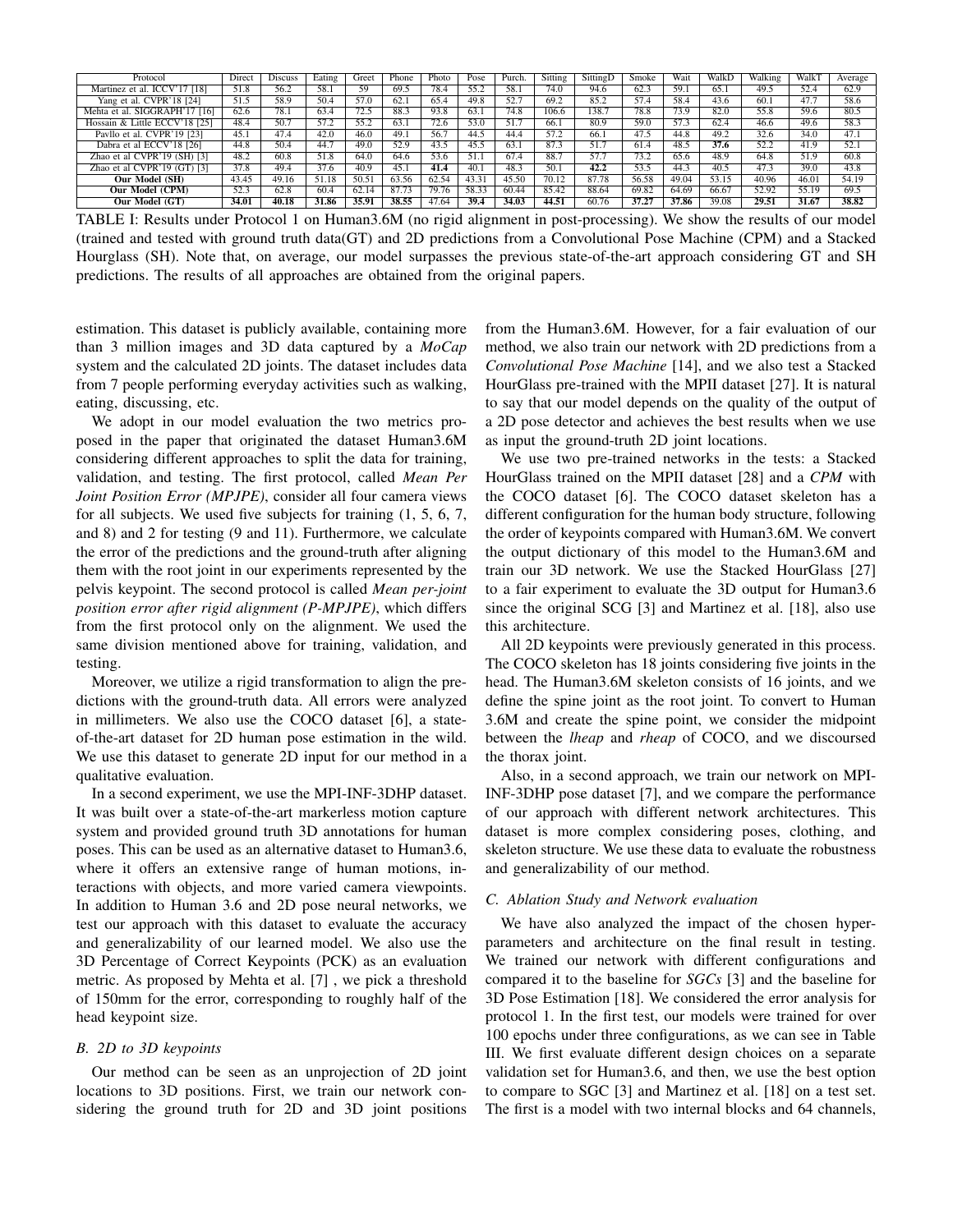| Protocol | Direct | Discuss | Eating | Greet | Phone | Photo | Pose | Purch. | Sitting | SittingD | Smoke | Wait | WalkD | Walking | WalkT | Average |
|---|---|---|---|---|---|---|---|---|---|---|---|---|---|---|---|---|
| Martinez et al. ICCV'17 [18] | 51.8 | 56.2 | 58.1 | 59 | 69.5 | 78.4 | 55.2 | 58.1 | 74.0 | 94.6 | 62.3 | 59.1 | 65.1 | 49.5 | 52.4 | 62.9 |
| Yang et al. CVPR'18 [24] | 51.5 | 58.9 | 50.4 | 57.0 | 62.1 | 65.4 | 49.8 | 52.7 | 69.2 | 85.2 | 57.4 | 58.4 | 43.6 | 60.1 | 47.7 | 58.6 |
| Mehta et al. SIGGRAPH'17 [16] | 62.6 | 78.1 | 63.4 | 72.5 | 88.3 | 93.8 | 63.1 | 74.8 | 106.6 | 138.7 | 78.8 | 73.9 | 82.0 | 55.8 | 59.6 | 80.5 |
| Hossain & Little ECCV'18 [25] | 48.4 | 50.7 | 57.2 | 55.2 | 63.1 | 72.6 | 53.0 | 51.7 | 66.1 | 80.9 | 59.0 | 57.3 | 62.4 | 46.6 | 49.6 | 58.3 |
| Pavllo et al. CVPR'19 [23] | 45.1 | 47.4 | 42.0 | 46.0 | 49.1 | 56.7 | 44.5 | 44.4 | 57.2 | 66.1 | 47.5 | 44.8 | 49.2 | 32.6 | 34.0 | 47.1 |
| Dabra et al ECCV'18 [26] | 44.8 | 50.4 | 44.7 | 49.0 | 52.9 | 43.5 | 45.5 | 63.1 | 87.3 | 51.7 | 61.4 | 48.5 | **37.6** | 52.2 | 41.9 | 52.1 |
| Zhao et al CVPR'19 (SH) [3] | 48.2 | 60.8 | 51.8 | 64.0 | 64.6 | 53.6 | 51.1 | 67.4 | 88.7 | 57.7 | 73.2 | 65.6 | 48.9 | 64.8 | 51.9 | 60.8 |
| Zhao et al CVPR'19 (GT) [3] | 37.8 | 49.4 | 37.6 | 40.9 | 45.1 | **41.4** | 40.1 | 48.3 | 50.1 | **42.2** | 53.5 | 44.3 | 40.5 | 47.3 | 39.0 | 43.8 |
| **Our Model (SH)** | 43.45 | 49.16 | 51.18 | 50.51 | 63.56 | 62.54 | 43.31 | 45.50 | 70.12 | 87.78 | 56.58 | 49.04 | 53.15 | 40.96 | 46.01 | 54.19 |
| **Our Model (CPM)** | 52.3 | 62.8 | 60.4 | 62.14 | 87.73 | 79.76 | 58.33 | 60.44 | 85.42 | 88.64 | 69.82 | 64.69 | 66.67 | 52.92 | 55.19 | 69.5 |
| **Our Model (GT)** | **34.01** | **40.18** | **31.86** | **35.91** | **38.55** | 47.64 | **39.4** | **34.03** | **44.51** | 60.76 | **37.27** | **37.86** | 39.08 | **29.51** | **31.67** | **38.82** |

TABLE I: Results under Protocol 1 on Human3.6M (no rigid alignment in post-processing). We show the results of our model (trained and tested with ground truth data(GT) and 2D predictions from a Convolutional Pose Machine (CPM) and a Stacked Hourglass (SH). Note that, on average, our model surpasses the previous state-of-the-art approach considering GT and SH predictions. The results of all approaches are obtained from the original papers.

estimation. This dataset is publicly available, containing more than 3 million images and 3D data captured by a *MoCap* system and the calculated 2D joints. The dataset includes data from 7 people performing everyday activities such as walking, eating, discussing, etc.

We adopt in our model evaluation the two metrics proposed in the paper that originated the dataset Human3.6M considering different approaches to split the data for training, validation, and testing. The first protocol, called *Mean Per Joint Position Error (MPJPE)*, consider all four camera views for all subjects. We used five subjects for training (1, 5, 6, 7, and 8) and 2 for testing (9 and 11). Furthermore, we calculate the error of the predictions and the ground-truth after aligning them with the root joint in our experiments represented by the pelvis keypoint. The second protocol is called *Mean per-joint position error after rigid alignment (P-MPJPE)*, which differs from the first protocol only on the alignment. We used the same division mentioned above for training, validation, and testing.

Moreover, we utilize a rigid transformation to align the predictions with the ground-truth data. All errors were analyzed in millimeters. We also use the COCO dataset [6], a state-of-the-art dataset for 2D human pose estimation in the wild. We use this dataset to generate 2D input for our method in a qualitative evaluation.

In a second experiment, we use the MPI-INF-3DHP dataset. It was built over a state-of-the-art markerless motion capture system and provided ground truth 3D annotations for human poses. This can be used as an alternative dataset to Human3.6, where it offers an extensive range of human motions, interactions with objects, and more varied camera viewpoints. In addition to Human 3.6 and 2D pose neural networks, we test our approach with this dataset to evaluate the accuracy and generalizability of our learned model. We also use the 3D Percentage of Correct Keypoints (PCK) as an evaluation metric. As proposed by Mehta et al. [7] , we pick a threshold of 150mm for the error, corresponding to roughly half of the head keypoint size.

### B. 2D to 3D keypoints

Our method can be seen as an unprojection of 2D joint locations to 3D positions. First, we train our network considering the ground truth for 2D and 3D joint positions from the Human3.6M. However, for a fair evaluation of our method, we also train our network with 2D predictions from a *Convolutional Pose Machine* [14], and we also test a Stacked HourGlass pre-trained with the MPII dataset [27]. It is natural to say that our model depends on the quality of the output of a 2D pose detector and achieves the best results when we use as input the ground-truth 2D joint locations.

We use two pre-trained networks in the tests: a Stacked HourGlass trained on the MPII dataset [28] and a *CPM* with the COCO dataset [6]. The COCO dataset skeleton has a different configuration for the human body structure, following the order of keypoints compared with Human3.6M. We convert the output dictionary of this model to the Human3.6M and train our 3D network. We use the Stacked HourGlass [27] to a fair experiment to evaluate the 3D output for Human3.6 since the original SCG [3] and Martinez et al. [18], also use this architecture.

All 2D keypoints were previously generated in this process. The COCO skeleton has 18 joints considering five joints in the head. The Human3.6M skeleton consists of 16 joints, and we define the spine joint as the root joint. To convert to Human 3.6M and create the spine point, we consider the midpoint between the *lheap* and *rheap* of COCO, and we discoursed the thorax joint.

Also, in a second approach, we train our network on MPI-INF-3DHP pose dataset [7], and we compare the performance of our approach with different network architectures. This dataset is more complex considering poses, clothing, and skeleton structure. We use these data to evaluate the robustness and generalizability of our method.

### C. Ablation Study and Network evaluation

We have also analyzed the impact of the chosen hyper-parameters and architecture on the final result in testing. We trained our network with different configurations and compared it to the baseline for *SGCs* [3] and the baseline for 3D Pose Estimation [18]. We considered the error analysis for protocol 1. In the first test, our models were trained for over 100 epochs under three configurations, as we can see in Table III. We first evaluate different design choices on a separate validation set for Human3.6, and then, we use the best option to compare to SGC [3] and Martinez et al. [18] on a test set. The first is a model with two internal blocks and 64 channels,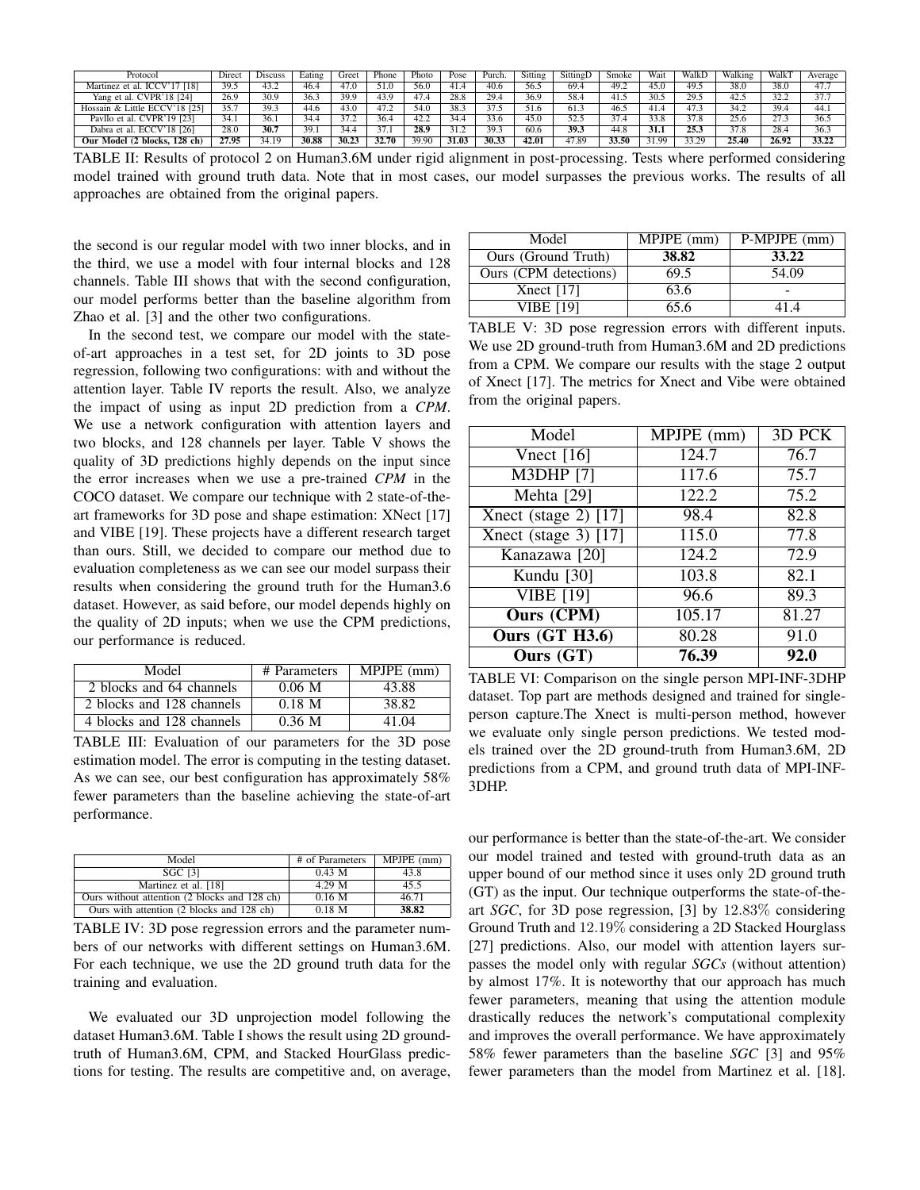| Protocol | Direct | Discuss | Eating | Greet | Phone | Photo | Pose | Purch. | Sitting | SittingD | Smoke | Wait | WalkD | Walking | WalkT | Average |
|---|---|---|---|---|---|---|---|---|---|---|---|---|---|---|---|---|
| Martinez et al. ICCV'17 [18] | 39.5 | 43.2 | 46.4 | 47.0 | 51.0 | 56.0 | 41.4 | 40.6 | 56.5 | 69.4 | 49.2 | 45.0 | 49.5 | 38.0 | 38.0 | 47.7 |
| Yang et al. CVPR'18 [24] | 26.9 | 30.9 | 36.3 | 39.9 | 43.9 | 47.4 | 28.8 | 29.4 | 36.9 | 58.4 | 41.5 | 30.5 | 29.5 | 42.5 | 32.2 | 37.7 |
| Hossain & Little ECCV'18 [25] | 35.7 | 39.3 | 44.6 | 43.0 | 47.2 | 54.0 | 38.3 | 37.5 | 51.6 | 61.3 | 46.5 | 41.4 | 47.3 | 34.2 | 39.4 | 44.1 |
| Pavllo et al. CVPR'19 [23] | 34.1 | 36.1 | 34.4 | 37.2 | 36.4 | 42.2 | 34.4 | 33.6 | 45.0 | 52.5 | 37.4 | 33.8 | 37.8 | 25.6 | 27.3 | 36.5 |
| Dabra et al. ECCV'18 [26] | 28.0 | **30.7** | 39.1 | 34.4 | 37.1 | **28.9** | 31.2 | 39.3 | 60.6 | **39.3** | 44.8 | **31.1** | **25.3** | 37.8 | 28.4 | 36.3 |
| **Our Model (2 blocks, 128 ch)** | **27.95** | 34.19 | **30.88** | **30.23** | **32.70** | 39.90 | **31.03** | **30.33** | **42.01** | 47.89 | **33.50** | 31.99 | 33.29 | **25.40** | **26.92** | **33.22** |

TABLE II: Results of protocol 2 on Human3.6M under rigid alignment in post-processing. Tests where performed considering model trained with ground truth data. Note that in most cases, our model surpasses the previous works. The results of all approaches are obtained from the original papers.

the second is our regular model with two inner blocks, and in the third, we use a model with four internal blocks and 128 channels. Table III shows that with the second configuration, our model performs better than the baseline algorithm from Zhao et al. [3] and the other two configurations.

In the second test, we compare our model with the state-of-art approaches in a test set, for 2D joints to 3D pose regression, following two configurations: with and without the attention layer. Table IV reports the result. Also, we analyze the impact of using as input 2D prediction from a *CPM*. We use a network configuration with attention layers and two blocks, and 128 channels per layer. Table V shows the quality of 3D predictions highly depends on the input since the error increases when we use a pre-trained *CPM* in the COCO dataset. We compare our technique with 2 state-of-the-art frameworks for 3D pose and shape estimation: XNect [17] and VIBE [19]. These projects have a different research target than ours. Still, we decided to compare our method due to evaluation completeness as we can see our model surpass their results when considering the ground truth for the Human3.6 dataset. However, as said before, our model depends highly on the quality of 2D inputs; when we use the CPM predictions, our performance is reduced.

| Model | # Parameters | MPJPE (mm) |
|---|---|---|
| 2 blocks and 64 channels | 0.06 M | 43.88 |
| 2 blocks and 128 channels | 0.18 M | 38.82 |
| 4 blocks and 128 channels | 0.36 M | 41.04 |

TABLE III: Evaluation of our parameters for the 3D pose estimation model. The error is computing in the testing dataset. As we can see, our best configuration has approximately 58% fewer parameters than the baseline achieving the state-of-art performance.

| Model | # of Parameters | MPJPE (mm) |
|---|---|---|
| SGC [3] | 0.43 M | 43.8 |
| Martinez et al. [18] | 4.29 M | 45.5 |
| Ours without attention (2 blocks and 128 ch) | 0.16 M | 46.71 |
| Ours with attention (2 blocks and 128 ch) | 0.18 M | **38.82** |

TABLE IV: 3D pose regression errors and the parameter numbers of our networks with different settings on Human3.6M. For each technique, we use the 2D ground truth data for the training and evaluation.

We evaluated our 3D unprojection model following the dataset Human3.6M. Table I shows the result using 2D ground-truth of Human3.6M, CPM, and Stacked HourGlass predictions for testing. The results are competitive and, on average,

| Model | MPJPE (mm) | P-MPJPE (mm) |
|---|---|---|
| Ours (Ground Truth) | **38.82** | **33.22** |
| Ours (CPM detections) | 69.5 | 54.09 |
| Xnect [17] | 63.6 | - |
| VIBE [19] | 65.6 | 41.4 |

TABLE V: 3D pose regression errors with different inputs. We use 2D ground-truth from Human3.6M and 2D predictions from a CPM. We compare our results with the stage 2 output of Xnect [17]. The metrics for Xnect and Vibe were obtained from the original papers.

| Model | MPJPE (mm) | 3D PCK |
|---|---|---|
| Vnect [16] | 124.7 | 76.7 |
| M3DHP [7] | 117.6 | 75.7 |
| Mehta [29] | 122.2 | 75.2 |
| Xnect (stage 2) [17] | 98.4 | 82.8 |
| Xnect (stage 3) [17] | 115.0 | 77.8 |
| Kanazawa [20] | 124.2 | 72.9 |
| Kundu [30] | 103.8 | 82.1 |
| VIBE [19] | 96.6 | 89.3 |
| **Ours (CPM)** | 105.17 | 81.27 |
| **Ours (GT H3.6)** | 80.28 | 91.0 |
| **Ours (GT)** | **76.39** | **92.0** |

TABLE VI: Comparison on the single person MPI-INF-3DHP dataset. Top part are methods designed and trained for single-person capture.The Xnect is multi-person method, however we evaluate only single person predictions. We tested models trained over the 2D ground-truth from Human3.6M, 2D predictions from a CPM, and ground truth data of MPI-INF-3DHP.

our performance is better than the state-of-the-art. We consider our model trained and tested with ground-truth data as an upper bound of our method since it uses only 2D ground truth (GT) as the input. Our technique outperforms the state-of-the-art *SGC*, for 3D pose regression, [3] by $12.83\%$ considering Ground Truth and $12.19\%$ considering a 2D Stacked Hourglass [27] predictions. Also, our model with attention layers surpasses the model only with regular *SGCs* (without attention) by almost $17\%$. It is noteworthy that our approach has much fewer parameters, meaning that using the attention module drastically reduces the network's computational complexity and improves the overall performance. We have approximately 58% fewer parameters than the baseline *SGC* [3] and 95% fewer parameters than the model from Martinez et al. [18].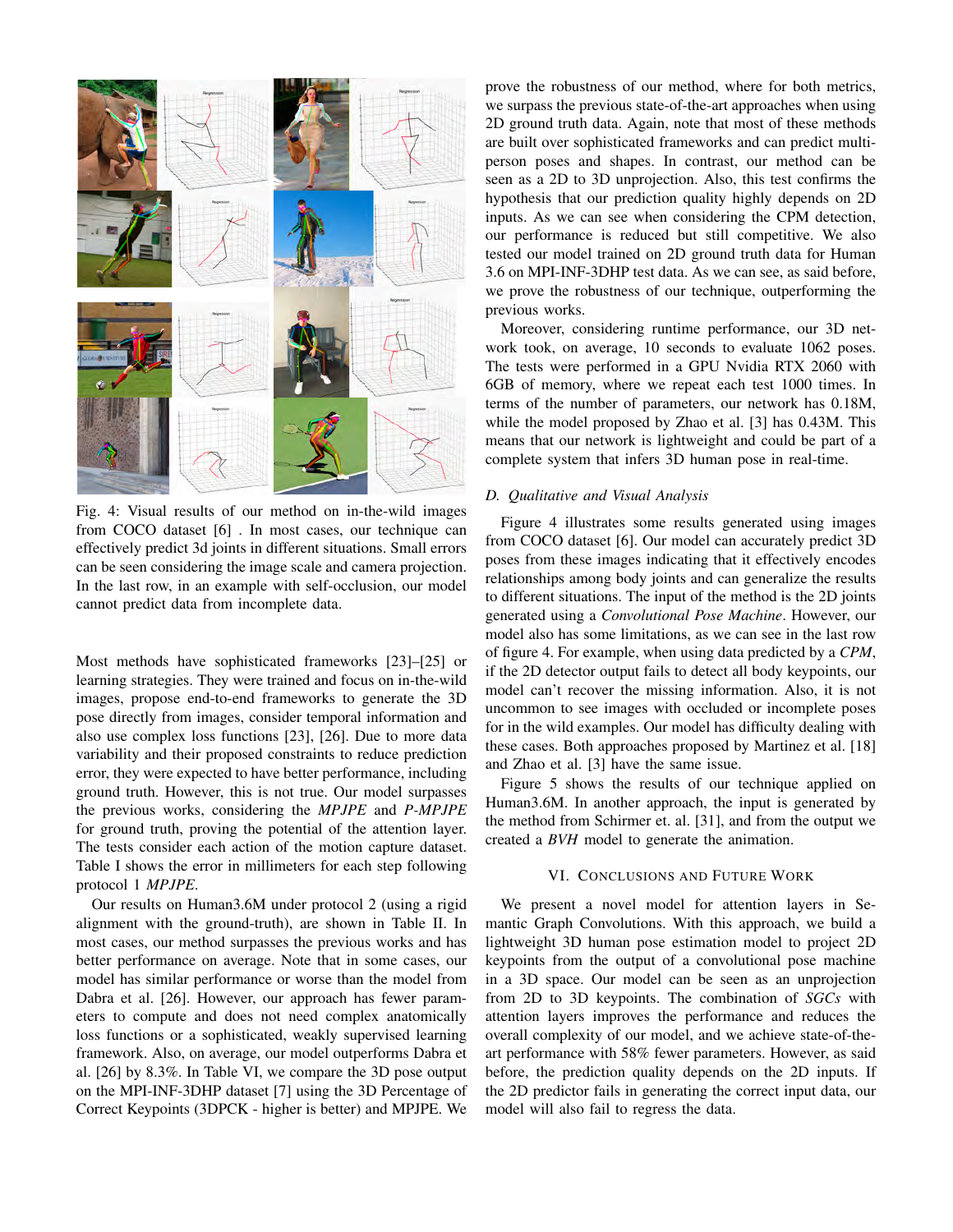Fig. 4: Visual results of our method on in-the-wild images from COCO dataset [6] . In most cases, our technique can effectively predict 3d joints in different situations. Small errors can be seen considering the image scale and camera projection. In the last row, in an example with self-occlusion, our model cannot predict data from incomplete data.

Most methods have sophisticated frameworks [23]–[25] or learning strategies. They were trained and focus on in-the-wild images, propose end-to-end frameworks to generate the 3D pose directly from images, consider temporal information and also use complex loss functions [23], [26]. Due to more data variability and their proposed constraints to reduce prediction error, they were expected to have better performance, including ground truth. However, this is not true. Our model surpasses the previous works, considering the *MPJPE* and *P-MPJPE* for ground truth, proving the potential of the attention layer. The tests consider each action of the motion capture dataset. Table I shows the error in millimeters for each step following protocol 1 *MPJPE.*

Our results on Human3.6M under protocol 2 (using a rigid alignment with the ground-truth), are shown in Table II. In most cases, our method surpasses the previous works and has better performance on average. Note that in some cases, our model has similar performance or worse than the model from Dabra et al. [26]. However, our approach has fewer parameters to compute and does not need complex anatomically loss functions or a sophisticated, weakly supervised learning framework. Also, on average, our model outperforms Dabra et al. [26] by 8.3%. In Table VI, we compare the 3D pose output on the MPI-INF-3DHP dataset [7] using the 3D Percentage of Correct Keypoints (3DPCK - higher is better) and MPJPE. We prove the robustness of our method, where for both metrics, we surpass the previous state-of-the-art approaches when using 2D ground truth data. Again, note that most of these methods are built over sophisticated frameworks and can predict multi-person poses and shapes. In contrast, our method can be seen as a 2D to 3D unprojection. Also, this test confirms the hypothesis that our prediction quality highly depends on 2D inputs. As we can see when considering the CPM detection, our performance is reduced but still competitive. We also tested our model trained on 2D ground truth data for Human 3.6 on MPI-INF-3DHP test data. As we can see, as said before, we prove the robustness of our technique, outperforming the previous works.

Moreover, considering runtime performance, our 3D network took, on average, 10 seconds to evaluate 1062 poses. The tests were performed in a GPU Nvidia RTX 2060 with 6GB of memory, where we repeat each test 1000 times. In terms of the number of parameters, our network has 0.18M, while the model proposed by Zhao et al. [3] has 0.43M. This means that our network is lightweight and could be part of a complete system that infers 3D human pose in real-time.

### D. Qualitative and Visual Analysis

Figure 4 illustrates some results generated using images from COCO dataset [6]. Our model can accurately predict 3D poses from these images indicating that it effectively encodes relationships among body joints and can generalize the results to different situations. The input of the method is the 2D joints generated using a *Convolutional Pose Machine*. However, our model also has some limitations, as we can see in the last row of figure 4. For example, when using data predicted by a *CPM*, if the 2D detector output fails to detect all body keypoints, our model can't recover the missing information. Also, it is not uncommon to see images with occluded or incomplete poses for in the wild examples. Our model has difficulty dealing with these cases. Both approaches proposed by Martinez et al. [18] and Zhao et al. [3] have the same issue.

Figure 5 shows the results of our technique applied on Human3.6M. In another approach, the input is generated by the method from Schirmer et. al. [31], and from the output we created a *BVH* model to generate the animation.

## VI. Conclusions and Future Work

We present a novel model for attention layers in Semantic Graph Convolutions. With this approach, we build a lightweight 3D human pose estimation model to project 2D keypoints from the output of a convolutional pose machine in a 3D space. Our model can be seen as an unprojection from 2D to 3D keypoints. The combination of *SGCs* with attention layers improves the performance and reduces the overall complexity of our model, and we achieve state-of-the-art performance with 58% fewer parameters. However, as said before, the prediction quality depends on the 2D inputs. If the 2D predictor fails in generating the correct input data, our model will also fail to regress the data.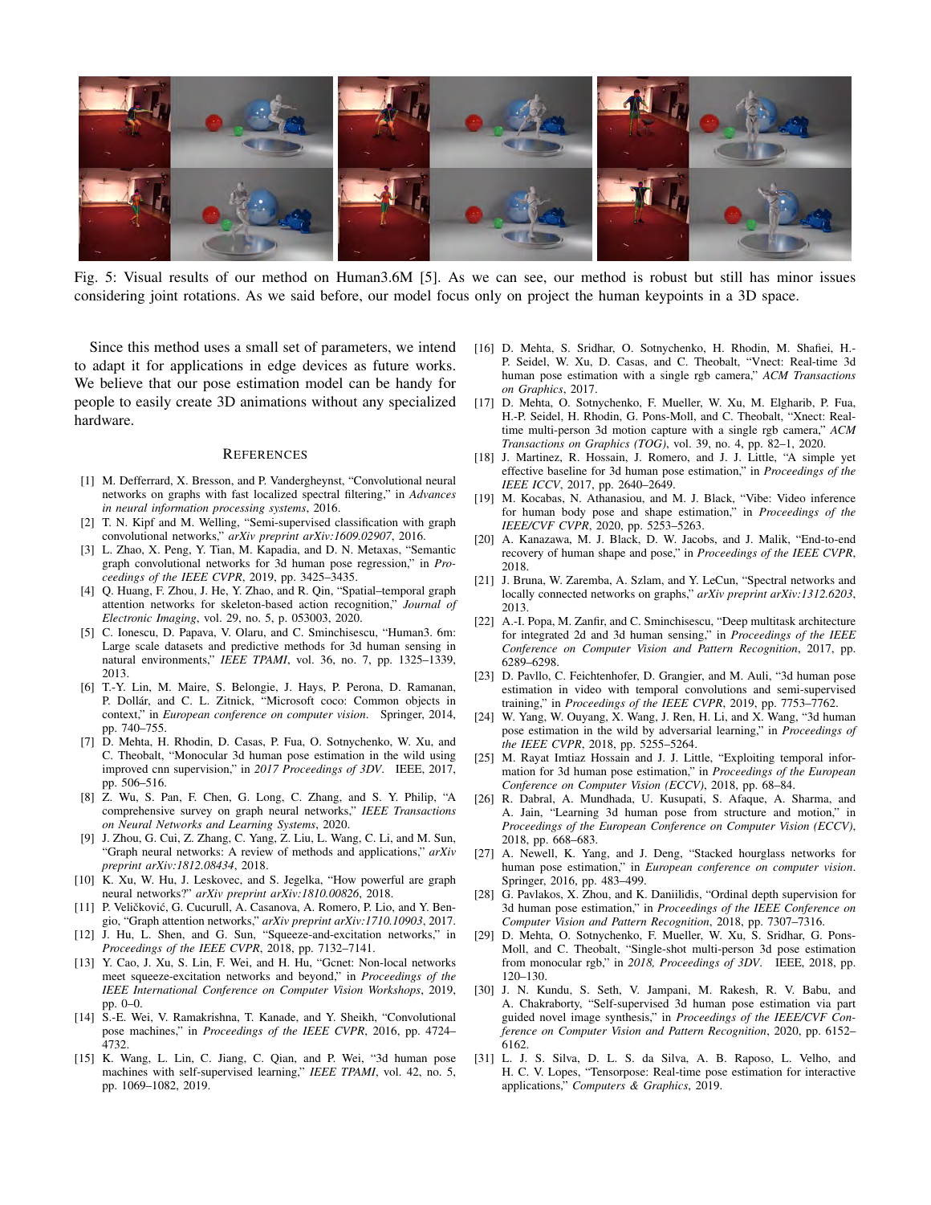Fig. 5: Visual results of our method on Human3.6M [5]. As we can see, our method is robust but still has minor issues considering joint rotations. As we said before, our model focus only on project the human keypoints in a 3D space.

Since this method uses a small set of parameters, we intend to adapt it for applications in edge devices as future works. We believe that our pose estimation model can be handy for people to easily create 3D animations without any specialized hardware.

## References

[1] M. Defferrard, X. Bresson, and P. Vandergheynst, "Convolutional neural networks on graphs with fast localized spectral filtering," in *Advances in neural information processing systems*, 2016.

[2] T. N. Kipf and M. Welling, "Semi-supervised classification with graph convolutional networks," *arXiv preprint arXiv:1609.02907*, 2016.

[3] L. Zhao, X. Peng, Y. Tian, M. Kapadia, and D. N. Metaxas, "Semantic graph convolutional networks for 3d human pose regression," in *Proceedings of the IEEE CVPR*, 2019, pp. 3425–3435.

[4] Q. Huang, F. Zhou, J. He, Y. Zhao, and R. Qin, "Spatial–temporal graph attention networks for skeleton-based action recognition," *Journal of Electronic Imaging*, vol. 29, no. 5, p. 053003, 2020.

[5] C. Ionescu, D. Papava, V. Olaru, and C. Sminchisescu, "Human3. 6m: Large scale datasets and predictive methods for 3d human sensing in natural environments," *IEEE TPAMI*, vol. 36, no. 7, pp. 1325–1339, 2013.

[6] T.-Y. Lin, M. Maire, S. Belongie, J. Hays, P. Perona, D. Ramanan, P. Dollár, and C. L. Zitnick, "Microsoft coco: Common objects in context," in *European conference on computer vision*. Springer, 2014, pp. 740–755.

[7] D. Mehta, H. Rhodin, D. Casas, P. Fua, O. Sotnychenko, W. Xu, and C. Theobalt, "Monocular 3d human pose estimation in the wild using improved cnn supervision," in *2017 Proceedings of 3DV*. IEEE, 2017, pp. 506–516.

[8] Z. Wu, S. Pan, F. Chen, G. Long, C. Zhang, and S. Y. Philip, "A comprehensive survey on graph neural networks," *IEEE Transactions on Neural Networks and Learning Systems*, 2020.

[9] J. Zhou, G. Cui, Z. Zhang, C. Yang, Z. Liu, L. Wang, C. Li, and M. Sun, "Graph neural networks: A review of methods and applications," *arXiv preprint arXiv:1812.08434*, 2018.

[10] K. Xu, W. Hu, J. Leskovec, and S. Jegelka, "How powerful are graph neural networks?" *arXiv preprint arXiv:1810.00826*, 2018.

[11] P. Veličković, G. Cucurull, A. Casanova, A. Romero, P. Lio, and Y. Bengio, "Graph attention networks," *arXiv preprint arXiv:1710.10903*, 2017.

[12] J. Hu, L. Shen, and G. Sun, "Squeeze-and-excitation networks," in *Proceedings of the IEEE CVPR*, 2018, pp. 7132–7141.

[13] Y. Cao, J. Xu, S. Lin, F. Wei, and H. Hu, "Gcnet: Non-local networks meet squeeze-excitation networks and beyond," in *Proceedings of the IEEE International Conference on Computer Vision Workshops*, 2019, pp. 0–0.

[14] S.-E. Wei, V. Ramakrishna, T. Kanade, and Y. Sheikh, "Convolutional pose machines," in *Proceedings of the IEEE CVPR*, 2016, pp. 4724–4732.

[15] K. Wang, L. Lin, C. Jiang, C. Qian, and P. Wei, "3d human pose machines with self-supervised learning," *IEEE TPAMI*, vol. 42, no. 5, pp. 1069–1082, 2019.

[16] D. Mehta, S. Sridhar, O. Sotnychenko, H. Rhodin, M. Shafiei, H.-P. Seidel, W. Xu, D. Casas, and C. Theobalt, "Vnect: Real-time 3d human pose estimation with a single rgb camera," *ACM Transactions on Graphics*, 2017.

[17] D. Mehta, O. Sotnychenko, F. Mueller, W. Xu, M. Elgharib, P. Fua, H.-P. Seidel, H. Rhodin, G. Pons-Moll, and C. Theobalt, "Xnect: Real-time multi-person 3d motion capture with a single rgb camera," *ACM Transactions on Graphics (TOG)*, vol. 39, no. 4, pp. 82–1, 2020.

[18] J. Martinez, R. Hossain, J. Romero, and J. J. Little, "A simple yet effective baseline for 3d human pose estimation," in *Proceedings of the IEEE ICCV*, 2017, pp. 2640–2649.

[19] M. Kocabas, N. Athanasiou, and M. J. Black, "Vibe: Video inference for human body pose and shape estimation," in *Proceedings of the IEEE/CVF CVPR*, 2020, pp. 5253–5263.

[20] A. Kanazawa, M. J. Black, D. W. Jacobs, and J. Malik, "End-to-end recovery of human shape and pose," in *Proceedings of the IEEE CVPR*, 2018.

[21] J. Bruna, W. Zaremba, A. Szlam, and Y. LeCun, "Spectral networks and locally connected networks on graphs," *arXiv preprint arXiv:1312.6203*, 2013.

[22] A.-I. Popa, M. Zanfir, and C. Sminchisescu, "Deep multitask architecture for integrated 2d and 3d human sensing," in *Proceedings of the IEEE Conference on Computer Vision and Pattern Recognition*, 2017, pp. 6289–6298.

[23] D. Pavllo, C. Feichtenhofer, D. Grangier, and M. Auli, "3d human pose estimation in video with temporal convolutions and semi-supervised training," in *Proceedings of the IEEE CVPR*, 2019, pp. 7753–7762.

[24] W. Yang, W. Ouyang, X. Wang, J. Ren, H. Li, and X. Wang, "3d human pose estimation in the wild by adversarial learning," in *Proceedings of the IEEE CVPR*, 2018, pp. 5255–5264.

[25] M. Rayat Imtiaz Hossain and J. J. Little, "Exploiting temporal information for 3d human pose estimation," in *Proceedings of the European Conference on Computer Vision (ECCV)*, 2018, pp. 68–84.

[26] R. Dabral, A. Mundhada, U. Kusupati, S. Afaque, A. Sharma, and A. Jain, "Learning 3d human pose from structure and motion," in *Proceedings of the European Conference on Computer Vision (ECCV)*, 2018, pp. 668–683.

[27] A. Newell, K. Yang, and J. Deng, "Stacked hourglass networks for human pose estimation," in *European conference on computer vision*. Springer, 2016, pp. 483–499.

[28] G. Pavlakos, X. Zhou, and K. Daniilidis, "Ordinal depth supervision for 3d human pose estimation," in *Proceedings of the IEEE Conference on Computer Vision and Pattern Recognition*, 2018, pp. 7307–7316.

[29] D. Mehta, O. Sotnychenko, F. Mueller, W. Xu, S. Sridhar, G. Pons-Moll, and C. Theobalt, "Single-shot multi-person 3d pose estimation from monocular rgb," in *2018, Proceedings of 3DV*. IEEE, 2018, pp. 120–130.

[30] J. N. Kundu, S. Seth, V. Jampani, M. Rakesh, R. V. Babu, and A. Chakraborty, "Self-supervised 3d human pose estimation via part guided novel image synthesis," in *Proceedings of the IEEE/CVF Conference on Computer Vision and Pattern Recognition*, 2020, pp. 6152–6162.

[31] L. J. S. Silva, D. L. S. da Silva, A. B. Raposo, L. Velho, and H. C. V. Lopes, "Tensorpose: Real-time pose estimation for interactive applications," *Computers & Graphics*, 2019.